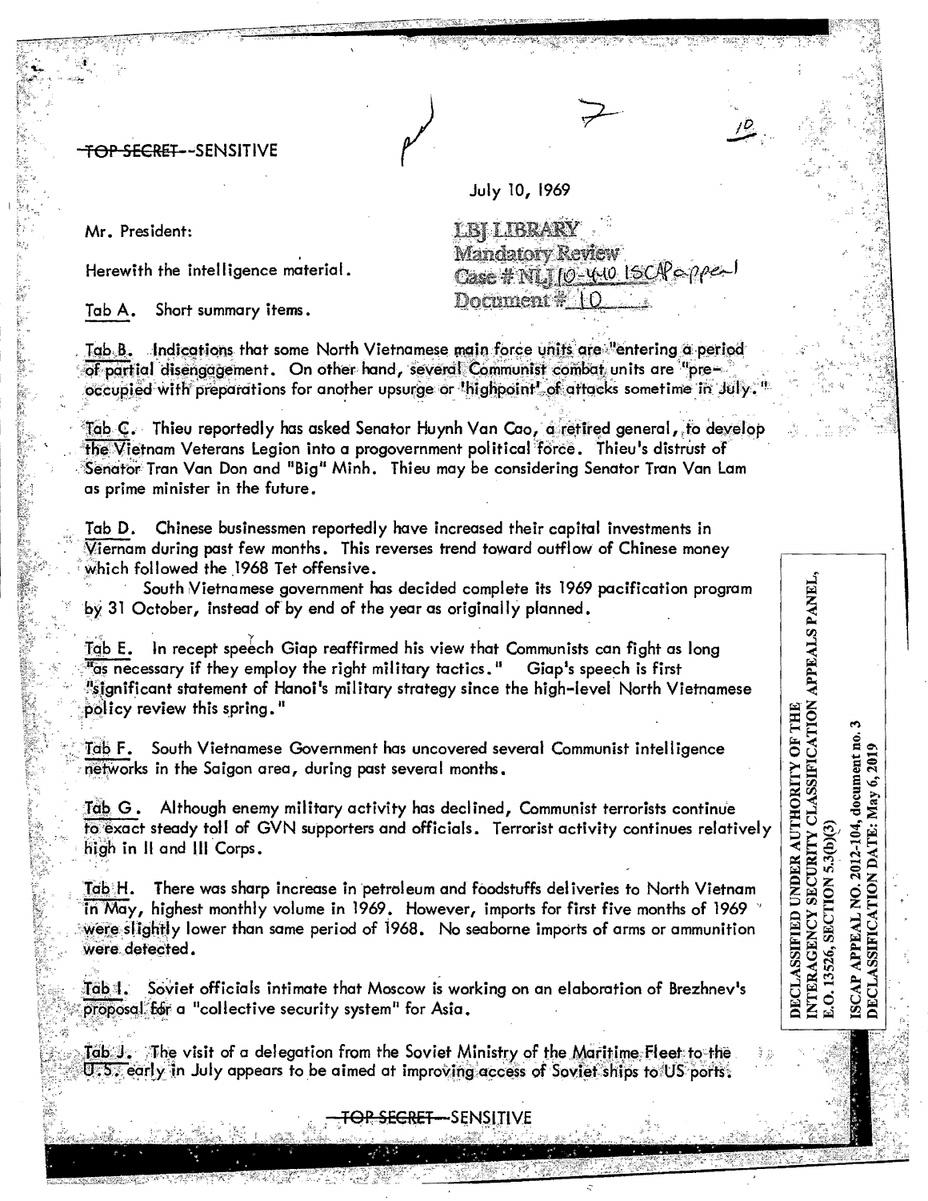~~TOP SECRET~~--SENSITIVE

July 10, 1969

LBJ LIBRARY
Mandatory Review
Case # NLJ 10-440 ISCAP appeal
Document # 10

Mr. President:

Herewith the intelligence material.

Tab A. Short summary items.

Tab B. Indications that some North Vietnamese main force units are "entering a period of partial disengagement. On other hand, several Communist combat units are "pre-occupied with preparations for another upsurge or 'highpoint' of attacks sometime in July."

Tab C. Thieu reportedly has asked Senator Huynh Van Cao, a retired general, to develop the Vietnam Veterans Legion into a progovernment political force. Thieu's distrust of Senator Tran Van Don and "Big" Minh. Thieu may be considering Senator Tran Van Lam as prime minister in the future.

Tab D. Chinese businessmen reportedly have increased their capital investments in Viernam during past few months. This reverses trend toward outflow of Chinese money which followed the 1968 Tet offensive.

South Vietnamese government has decided complete its 1969 pacification program by 31 October, instead of by end of the year as originally planned.

Tab E. In recept speech Giap reaffirmed his view that Communists can fight as long "as necessary if they employ the right military tactics." Giap's speech is first "significant statement of Hanoi's military strategy since the high-level North Vietnamese policy review this spring."

Tab F. South Vietnamese Government has uncovered several Communist intelligence networks in the Saigon area, during past several months.

Tab G. Although enemy military activity has declined, Communist terrorists continue to exact steady toll of GVN supporters and officials. Terrorist activity continues relatively high in II and III Corps.

Tab H. There was sharp increase in petroleum and foodstuffs deliveries to North Vietnam in May, highest monthly volume in 1969. However, imports for first five months of 1969 were slightly lower than same period of 1968. No seaborne imports of arms or ammunition were detected.

Tab I. Soviet officials intimate that Moscow is working on an elaboration of Brezhnev's proposal for a "collective security system" for Asia.

Tab J. The visit of a delegation from the Soviet Ministry of the Maritime Fleet to the U.S. early in July appears to be aimed at improving access of Soviet ships to US ports.

DECLASSIFIED UNDER AUTHORITY OF THE INTERAGENCY SECURITY CLASSIFICATION APPEALS PANEL, E.O. 13526, SECTION 5.3(b)(3)

ISCAP APPEAL NO. 2012-104, document no. 3
DECLASSIFICATION DATE: May 6, 2019

~~TOP SECRET~~--SENSITIVE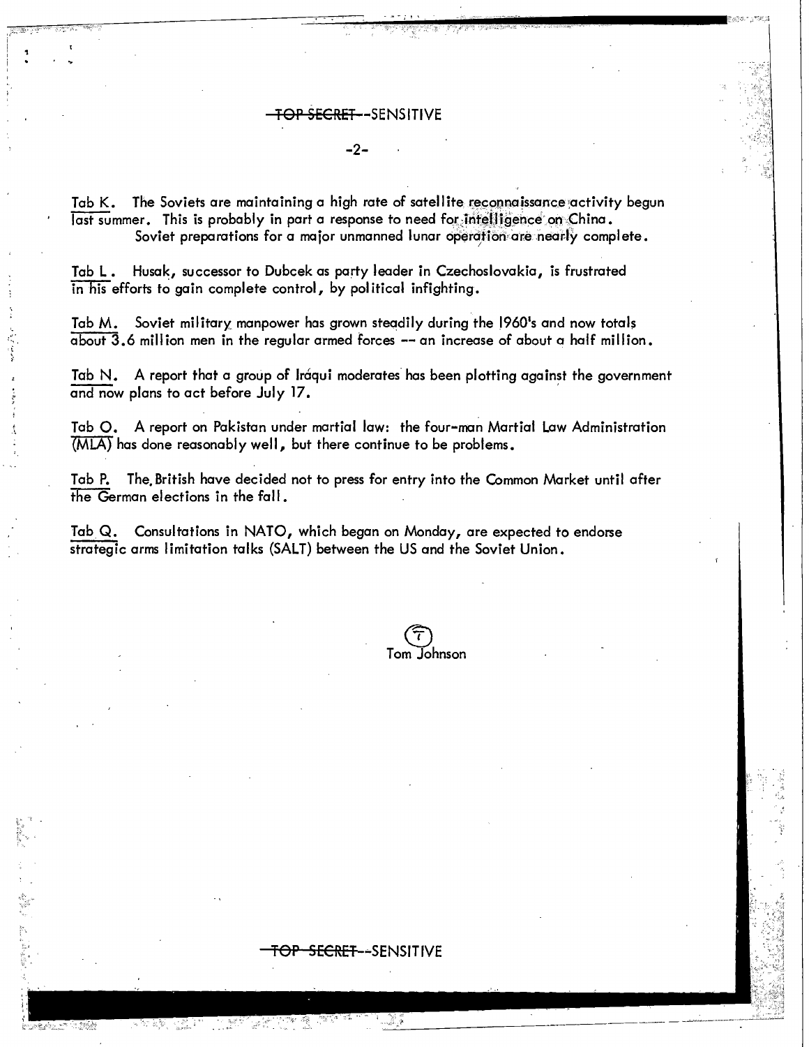~~TOP SECRET~~--SENSITIVE

Tab K. The Soviets are maintaining a high rate of satellite reconnaissance activity begun last summer. This is probably in part a response to need for intelligence on China. Soviet preparations for a major unmanned lunar operation are nearly complete.

Tab L. Husak, successor to Dubcek as party leader in Czechoslovakia, is frustrated in his efforts to gain complete control, by political infighting.

Tab M. Soviet military manpower has grown steadily during the 1960's and now totals about 3.6 million men in the regular armed forces -- an increase of about a half million.

Tab N. A report that a group of Iráqui moderates has been plotting against the government and now plans to act before July 17.

Tab O. A report on Pakistan under martial law: the four-man Martial Law Administration (MLA) has done reasonably well, but there continue to be problems.

Tab P. The British have decided not to press for entry into the Common Market until after the German elections in the fall.

Tab Q. Consultations in NATO, which began on Monday, are expected to endorse strategic arms limitation talks (SALT) between the US and the Soviet Union.

Tom Johnson

~~TOP SECRET~~--SENSITIVE